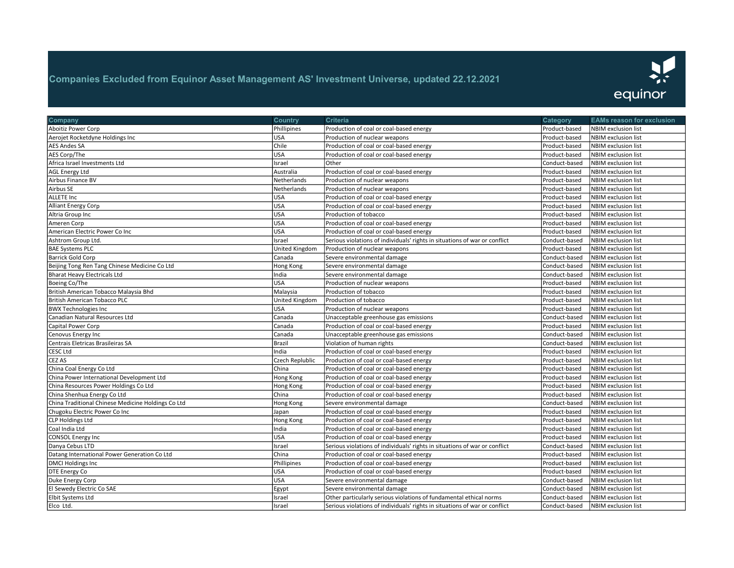# Companies Excluded from Equinor Asset Management AS' Investment Universe, updated 22.12.2021

| Company | Country | Criteria | Category | EAMs reason for exclusion |
|---|---|---|---|---|
| Aboitiz Power Corp | Phillipines | Production of coal or coal-based energy | Product-based | NBIM exclusion list |
| Aerojet Rocketdyne Holdings Inc | USA | Production of nuclear weapons | Product-based | NBIM exclusion list |
| AES Andes SA | Chile | Production of coal or coal-based energy | Product-based | NBIM exclusion list |
| AES Corp/The | USA | Production of coal or coal-based energy | Product-based | NBIM exclusion list |
| Africa Israel Investments Ltd | Israel | Other | Conduct-based | NBIM exclusion list |
| AGL Energy Ltd | Australia | Production of coal or coal-based energy | Product-based | NBIM exclusion list |
| Airbus Finance BV | Netherlands | Production of nuclear weapons | Product-based | NBIM exclusion list |
| Airbus SE | Netherlands | Production of nuclear weapons | Product-based | NBIM exclusion list |
| ALLETE Inc | USA | Production of coal or coal-based energy | Product-based | NBIM exclusion list |
| Alliant Energy Corp | USA | Production of coal or coal-based energy | Product-based | NBIM exclusion list |
| Altria Group Inc | USA | Production of tobacco | Product-based | NBIM exclusion list |
| Ameren Corp | USA | Production of coal or coal-based energy | Product-based | NBIM exclusion list |
| American Electric Power Co Inc | USA | Production of coal or coal-based energy | Product-based | NBIM exclusion list |
| Ashtrom Group Ltd. | Israel | Serious violations of individuals' rights in situations of war or conflict | Conduct-based | NBIM exclusion list |
| BAE Systems PLC | United Kingdom | Production of nuclear weapons | Product-based | NBIM exclusion list |
| Barrick Gold Corp | Canada | Severe environmental damage | Conduct-based | NBIM exclusion list |
| Beijing Tong Ren Tang Chinese Medicine Co Ltd | Hong Kong | Severe environmental damage | Conduct-based | NBIM exclusion list |
| Bharat Heavy Electricals Ltd | India | Severe environmental damage | Conduct-based | NBIM exclusion list |
| Boeing Co/The | USA | Production of nuclear weapons | Product-based | NBIM exclusion list |
| British American Tobacco Malaysia Bhd | Malaysia | Production of tobacco | Product-based | NBIM exclusion list |
| British American Tobacco PLC | United Kingdom | Production of tobacco | Product-based | NBIM exclusion list |
| BWX Technologies Inc | USA | Production of nuclear weapons | Product-based | NBIM exclusion list |
| Canadian Natural Resources Ltd | Canada | Unacceptable greenhouse gas emissions | Conduct-based | NBIM exclusion list |
| Capital Power Corp | Canada | Production of coal or coal-based energy | Product-based | NBIM exclusion list |
| Cenovus Energy Inc | Canada | Unacceptable greenhouse gas emissions | Conduct-based | NBIM exclusion list |
| Centrais Eletricas Brasileiras SA | Brazil | Violation of human rights | Conduct-based | NBIM exclusion list |
| CESC Ltd | India | Production of coal or coal-based energy | Product-based | NBIM exclusion list |
| CEZ AS | Czech Replublic | Production of coal or coal-based energy | Product-based | NBIM exclusion list |
| China Coal Energy Co Ltd | China | Production of coal or coal-based energy | Product-based | NBIM exclusion list |
| China Power International Development Ltd | Hong Kong | Production of coal or coal-based energy | Product-based | NBIM exclusion list |
| China Resources Power Holdings Co Ltd | Hong Kong | Production of coal or coal-based energy | Product-based | NBIM exclusion list |
| China Shenhua Energy Co Ltd | China | Production of coal or coal-based energy | Product-based | NBIM exclusion list |
| China Traditional Chinese Medicine Holdings Co Ltd | Hong Kong | Severe environmental damage | Conduct-based | NBIM exclusion list |
| Chugoku Electric Power Co Inc | Japan | Production of coal or coal-based energy | Product-based | NBIM exclusion list |
| CLP Holdings Ltd | Hong Kong | Production of coal or coal-based energy | Product-based | NBIM exclusion list |
| Coal India Ltd | India | Production of coal or coal-based energy | Product-based | NBIM exclusion list |
| CONSOL Energy Inc | USA | Production of coal or coal-based energy | Product-based | NBIM exclusion list |
| Danya Cebus LTD | Israel | Serious violations of individuals' rights in situations of war or conflict | Conduct-based | NBIM exclusion list |
| Datang International Power Generation Co Ltd | China | Production of coal or coal-based energy | Product-based | NBIM exclusion list |
| DMCI Holdings Inc | Phillipines | Production of coal or coal-based energy | Product-based | NBIM exclusion list |
| DTE Energy Co | USA | Production of coal or coal-based energy | Product-based | NBIM exclusion list |
| Duke Energy Corp | USA | Severe environmental damage | Conduct-based | NBIM exclusion list |
| El Sewedy Electric Co SAE | Egypt | Severe environmental damage | Conduct-based | NBIM exclusion list |
| Elbit Systems Ltd | Israel | Other particularly serious violations of fundamental ethical norms | Conduct-based | NBIM exclusion list |
| Elco Ltd. | Israel | Serious violations of individuals' rights in situations of war or conflict | Conduct-based | NBIM exclusion list |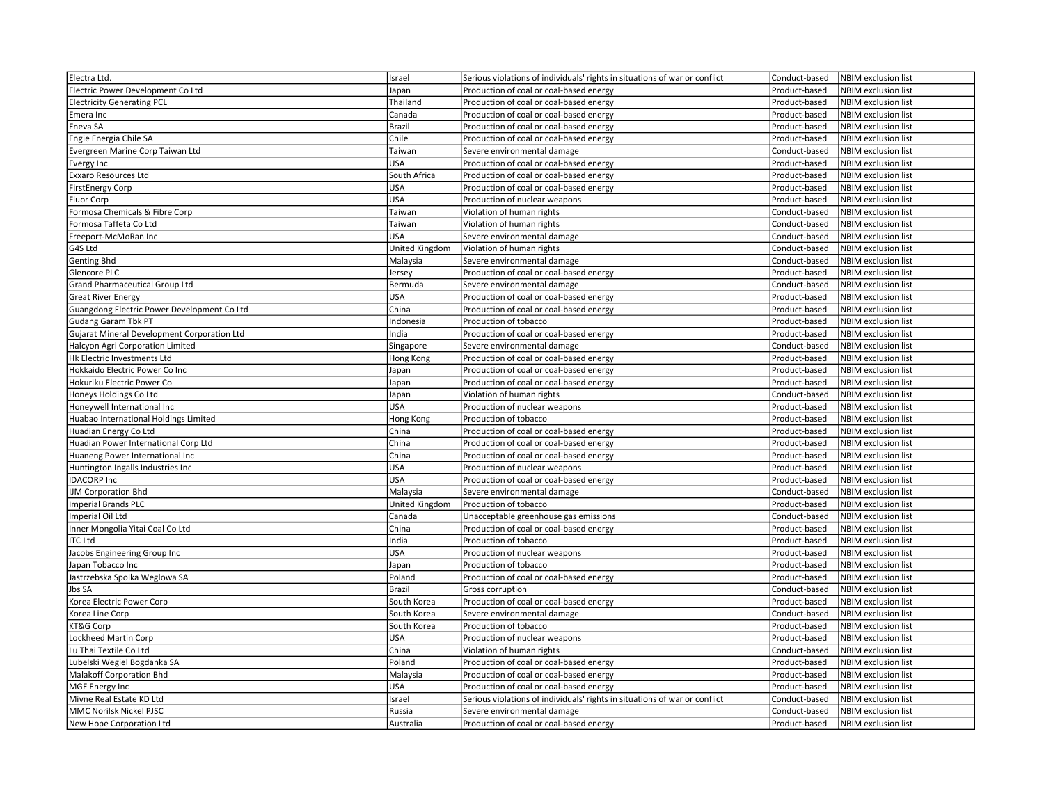| | | | | |
|---|---|---|---|---|
| Electra Ltd. | Israel | Serious violations of individuals' rights in situations of war or conflict | Conduct-based | NBIM exclusion list |
| Electric Power Development Co Ltd | Japan | Production of coal or coal-based energy | Product-based | NBIM exclusion list |
| Electricity Generating PCL | Thailand | Production of coal or coal-based energy | Product-based | NBIM exclusion list |
| Emera Inc | Canada | Production of coal or coal-based energy | Product-based | NBIM exclusion list |
| Eneva SA | Brazil | Production of coal or coal-based energy | Product-based | NBIM exclusion list |
| Engie Energia Chile SA | Chile | Production of coal or coal-based energy | Product-based | NBIM exclusion list |
| Evergreen Marine Corp Taiwan Ltd | Taiwan | Severe environmental damage | Conduct-based | NBIM exclusion list |
| Evergy Inc | USA | Production of coal or coal-based energy | Product-based | NBIM exclusion list |
| Exxaro Resources Ltd | South Africa | Production of coal or coal-based energy | Product-based | NBIM exclusion list |
| FirstEnergy Corp | USA | Production of coal or coal-based energy | Product-based | NBIM exclusion list |
| Fluor Corp | USA | Production of nuclear weapons | Product-based | NBIM exclusion list |
| Formosa Chemicals & Fibre Corp | Taiwan | Violation of human rights | Conduct-based | NBIM exclusion list |
| Formosa Taffeta Co Ltd | Taiwan | Violation of human rights | Conduct-based | NBIM exclusion list |
| Freeport-McMoRan Inc | USA | Severe environmental damage | Conduct-based | NBIM exclusion list |
| G4S Ltd | United Kingdom | Violation of human rights | Conduct-based | NBIM exclusion list |
| Genting Bhd | Malaysia | Severe environmental damage | Conduct-based | NBIM exclusion list |
| Glencore PLC | Jersey | Production of coal or coal-based energy | Product-based | NBIM exclusion list |
| Grand Pharmaceutical Group Ltd | Bermuda | Severe environmental damage | Conduct-based | NBIM exclusion list |
| Great River Energy | USA | Production of coal or coal-based energy | Product-based | NBIM exclusion list |
| Guangdong Electric Power Development Co Ltd | China | Production of coal or coal-based energy | Product-based | NBIM exclusion list |
| Gudang Garam Tbk PT | Indonesia | Production of tobacco | Product-based | NBIM exclusion list |
| Gujarat Mineral Development Corporation Ltd | India | Production of coal or coal-based energy | Product-based | NBIM exclusion list |
| Halcyon Agri Corporation Limited | Singapore | Severe environmental damage | Conduct-based | NBIM exclusion list |
| Hk Electric Investments Ltd | Hong Kong | Production of coal or coal-based energy | Product-based | NBIM exclusion list |
| Hokkaido Electric Power Co Inc | Japan | Production of coal or coal-based energy | Product-based | NBIM exclusion list |
| Hokuriku Electric Power Co | Japan | Production of coal or coal-based energy | Product-based | NBIM exclusion list |
| Honeys Holdings Co Ltd | Japan | Violation of human rights | Conduct-based | NBIM exclusion list |
| Honeywell International Inc | USA | Production of nuclear weapons | Product-based | NBIM exclusion list |
| Huabao International Holdings Limited | Hong Kong | Production of tobacco | Product-based | NBIM exclusion list |
| Huadian Energy Co Ltd | China | Production of coal or coal-based energy | Product-based | NBIM exclusion list |
| Huadian Power International Corp Ltd | China | Production of coal or coal-based energy | Product-based | NBIM exclusion list |
| Huaneng Power International Inc | China | Production of coal or coal-based energy | Product-based | NBIM exclusion list |
| Huntington Ingalls Industries Inc | USA | Production of nuclear weapons | Product-based | NBIM exclusion list |
| IDACORP Inc | USA | Production of coal or coal-based energy | Product-based | NBIM exclusion list |
| IJM Corporation Bhd | Malaysia | Severe environmental damage | Conduct-based | NBIM exclusion list |
| Imperial Brands PLC | United Kingdom | Production of tobacco | Product-based | NBIM exclusion list |
| Imperial Oil Ltd | Canada | Unacceptable greenhouse gas emissions | Conduct-based | NBIM exclusion list |
| Inner Mongolia Yitai Coal Co Ltd | China | Production of coal or coal-based energy | Product-based | NBIM exclusion list |
| ITC Ltd | India | Production of tobacco | Product-based | NBIM exclusion list |
| Jacobs Engineering Group Inc | USA | Production of nuclear weapons | Product-based | NBIM exclusion list |
| Japan Tobacco Inc | Japan | Production of tobacco | Product-based | NBIM exclusion list |
| Jastrzebska Spolka Weglowa SA | Poland | Production of coal or coal-based energy | Product-based | NBIM exclusion list |
| Jbs SA | Brazil | Gross corruption | Conduct-based | NBIM exclusion list |
| Korea Electric Power Corp | South Korea | Production of coal or coal-based energy | Product-based | NBIM exclusion list |
| Korea Line Corp | South Korea | Severe environmental damage | Conduct-based | NBIM exclusion list |
| KT&G Corp | South Korea | Production of tobacco | Product-based | NBIM exclusion list |
| Lockheed Martin Corp | USA | Production of nuclear weapons | Product-based | NBIM exclusion list |
| Lu Thai Textile Co Ltd | China | Violation of human rights | Conduct-based | NBIM exclusion list |
| Lubelski Wegiel Bogdanka SA | Poland | Production of coal or coal-based energy | Product-based | NBIM exclusion list |
| Malakoff Corporation Bhd | Malaysia | Production of coal or coal-based energy | Product-based | NBIM exclusion list |
| MGE Energy Inc | USA | Production of coal or coal-based energy | Product-based | NBIM exclusion list |
| Mivne Real Estate KD Ltd | Israel | Serious violations of individuals' rights in situations of war or conflict | Conduct-based | NBIM exclusion list |
| MMC Norilsk Nickel PJSC | Russia | Severe environmental damage | Conduct-based | NBIM exclusion list |
| New Hope Corporation Ltd | Australia | Production of coal or coal-based energy | Product-based | NBIM exclusion list |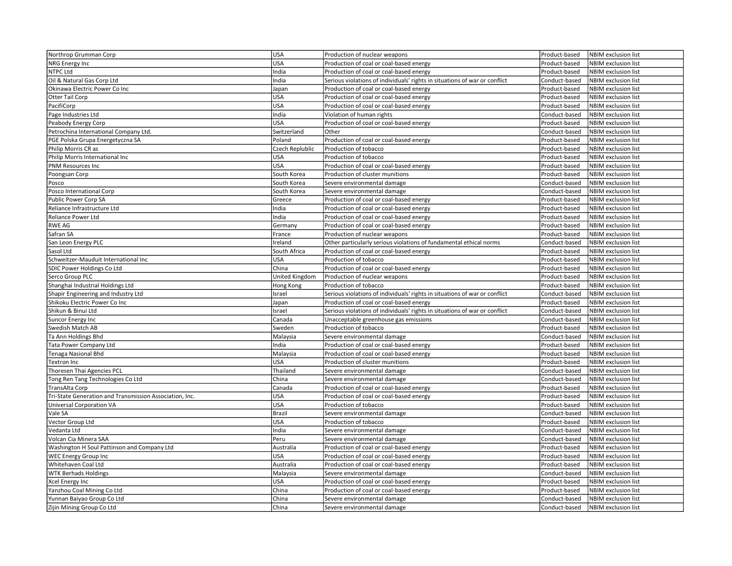| | | | | |
|---|---|---|---|---|
| Northrop Grumman Corp | USA | Production of nuclear weapons | Product-based | NBIM exclusion list |
| NRG Energy Inc | USA | Production of coal or coal-based energy | Product-based | NBIM exclusion list |
| NTPC Ltd | India | Production of coal or coal-based energy | Product-based | NBIM exclusion list |
| Oil & Natural Gas Corp Ltd | India | Serious violations of individuals' rights in situations of war or conflict | Conduct-based | NBIM exclusion list |
| Okinawa Electric Power Co Inc | Japan | Production of coal or coal-based energy | Product-based | NBIM exclusion list |
| Otter Tail Corp | USA | Production of coal or coal-based energy | Product-based | NBIM exclusion list |
| PacifiCorp | USA | Production of coal or coal-based energy | Product-based | NBIM exclusion list |
| Page Industries Ltd | India | Violation of human rights | Conduct-based | NBIM exclusion list |
| Peabody Energy Corp | USA | Production of coal or coal-based energy | Product-based | NBIM exclusion list |
| Petrochina International Company Ltd. | Switzerland | Other | Conduct-based | NBIM exclusion list |
| PGE Polska Grupa Energetyczna SA | Poland | Production of coal or coal-based energy | Product-based | NBIM exclusion list |
| Philip Morris CR as | Czech Replublic | Production of tobacco | Product-based | NBIM exclusion list |
| Philip Morris International Inc | USA | Production of tobacco | Product-based | NBIM exclusion list |
| PNM Resources Inc | USA | Production of coal or coal-based energy | Product-based | NBIM exclusion list |
| Poongsan Corp | South Korea | Production of cluster munitions | Product-based | NBIM exclusion list |
| Posco | South Korea | Severe environmental damage | Conduct-based | NBIM exclusion list |
| Posco International Corp | South Korea | Severe environmental damage | Conduct-based | NBIM exclusion list |
| Public Power Corp SA | Greece | Production of coal or coal-based energy | Product-based | NBIM exclusion list |
| Reliance Infrastructure Ltd | India | Production of coal or coal-based energy | Product-based | NBIM exclusion list |
| Reliance Power Ltd | India | Production of coal or coal-based energy | Product-based | NBIM exclusion list |
| RWE AG | Germany | Production of coal or coal-based energy | Product-based | NBIM exclusion list |
| Safran SA | France | Production of nuclear weapons | Product-based | NBIM exclusion list |
| San Leon Energy PLC | Ireland | Other particularly serious violations of fundamental ethical norms | Conduct-based | NBIM exclusion list |
| Sasol Ltd | South Africa | Production of coal or coal-based energy | Product-based | NBIM exclusion list |
| Schweitzer-Mauduit International Inc | USA | Production of tobacco | Product-based | NBIM exclusion list |
| SDIC Power Holdings Co Ltd | China | Production of coal or coal-based energy | Product-based | NBIM exclusion list |
| Serco Group PLC | United Kingdom | Production of nuclear weapons | Product-based | NBIM exclusion list |
| Shanghai Industrial Holdings Ltd | Hong Kong | Production of tobacco | Product-based | NBIM exclusion list |
| Shapir Engineering and Industry Ltd | Israel | Serious violations of individuals' rights in situations of war or conflict | Conduct-based | NBIM exclusion list |
| Shikoku Electric Power Co Inc | Japan | Production of coal or coal-based energy | Product-based | NBIM exclusion list |
| Shikun & Binui Ltd | Israel | Serious violations of individuals' rights in situations of war or conflict | Conduct-based | NBIM exclusion list |
| Suncor Energy Inc | Canada | Unacceptable greenhouse gas emissions | Conduct-based | NBIM exclusion list |
| Swedish Match AB | Sweden | Production of tobacco | Product-based | NBIM exclusion list |
| Ta Ann Holdings Bhd | Malaysia | Severe environmental damage | Conduct-based | NBIM exclusion list |
| Tata Power Company Ltd | India | Production of coal or coal-based energy | Product-based | NBIM exclusion list |
| Tenaga Nasional Bhd | Malaysia | Production of coal or coal-based energy | Product-based | NBIM exclusion list |
| Textron Inc | USA | Production of cluster munitions | Product-based | NBIM exclusion list |
| Thoresen Thai Agencies PCL | Thailand | Severe environmental damage | Conduct-based | NBIM exclusion list |
| Tong Ren Tang Technologies Co Ltd | China | Severe environmental damage | Conduct-based | NBIM exclusion list |
| TransAlta Corp | Canada | Production of coal or coal-based energy | Product-based | NBIM exclusion list |
| Tri-State Generation and Transmission Association, Inc. | USA | Production of coal or coal-based energy | Product-based | NBIM exclusion list |
| Universal Corporation VA | USA | Production of tobacco | Product-based | NBIM exclusion list |
| Vale SA | Brazil | Severe environmental damage | Conduct-based | NBIM exclusion list |
| Vector Group Ltd | USA | Production of tobacco | Product-based | NBIM exclusion list |
| Vedanta Ltd | India | Severe environmental damage | Conduct-based | NBIM exclusion list |
| Volcan Cia Minera SAA | Peru | Severe environmental damage | Conduct-based | NBIM exclusion list |
| Washington H Soul Pattinson and Company Ltd | Australia | Production of coal or coal-based energy | Product-based | NBIM exclusion list |
| WEC Energy Group Inc | USA | Production of coal or coal-based energy | Product-based | NBIM exclusion list |
| Whitehaven Coal Ltd | Australia | Production of coal or coal-based energy | Product-based | NBIM exclusion list |
| WTK Berhads Holdings | Malaysia | Severe environmental damage | Conduct-based | NBIM exclusion list |
| Xcel Energy Inc | USA | Production of coal or coal-based energy | Product-based | NBIM exclusion list |
| Yanzhou Coal Mining Co Ltd | China | Production of coal or coal-based energy | Product-based | NBIM exclusion list |
| Yunnan Baiyao Group Co Ltd | China | Severe environmental damage | Conduct-based | NBIM exclusion list |
| Zijin Mining Group Co Ltd | China | Severe environmental damage | Conduct-based | NBIM exclusion list |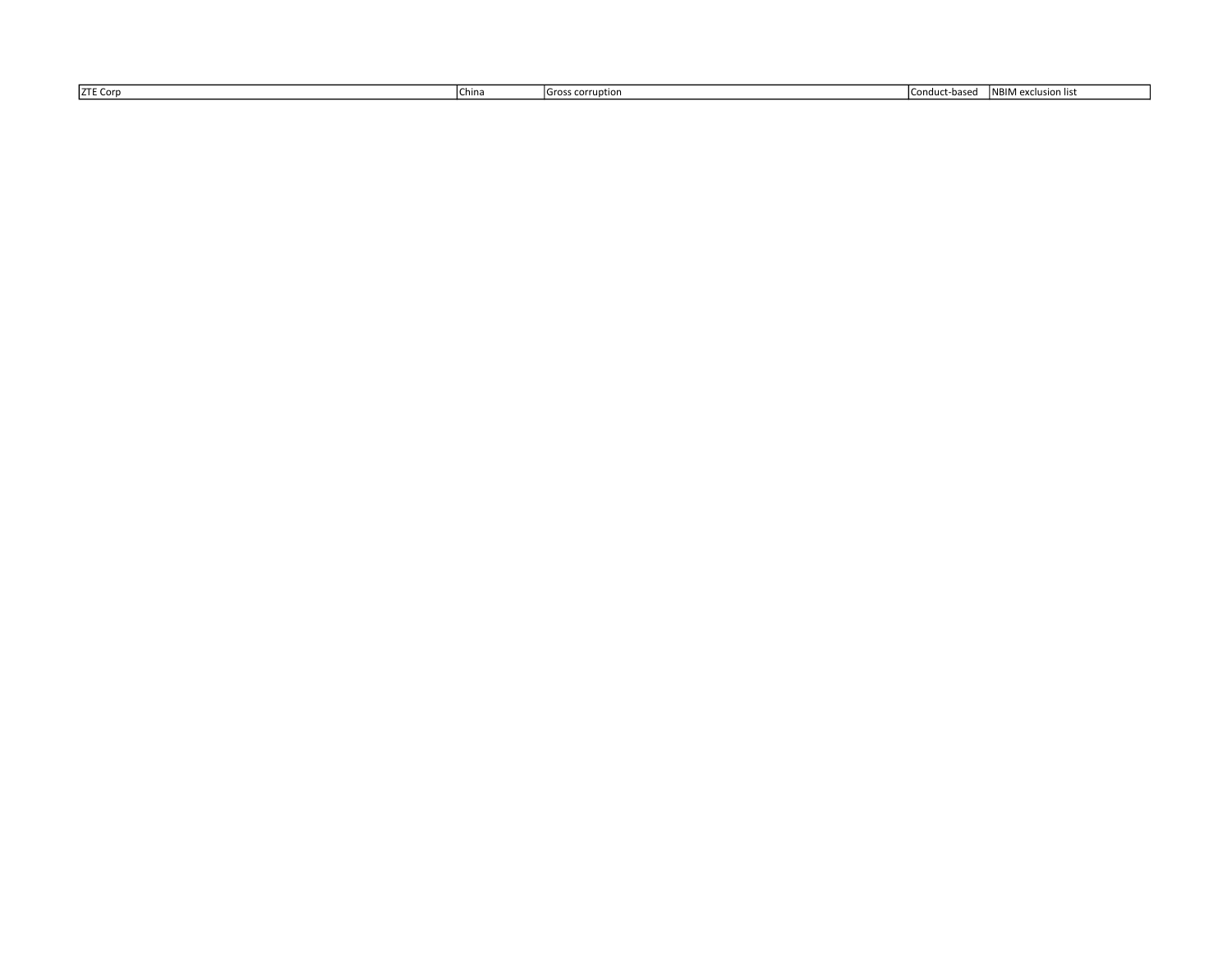| | | | | |
|---|---|---|---|---|
| ZTE Corp | China | Gross corruption | Conduct-based | NBIM exclusion list |